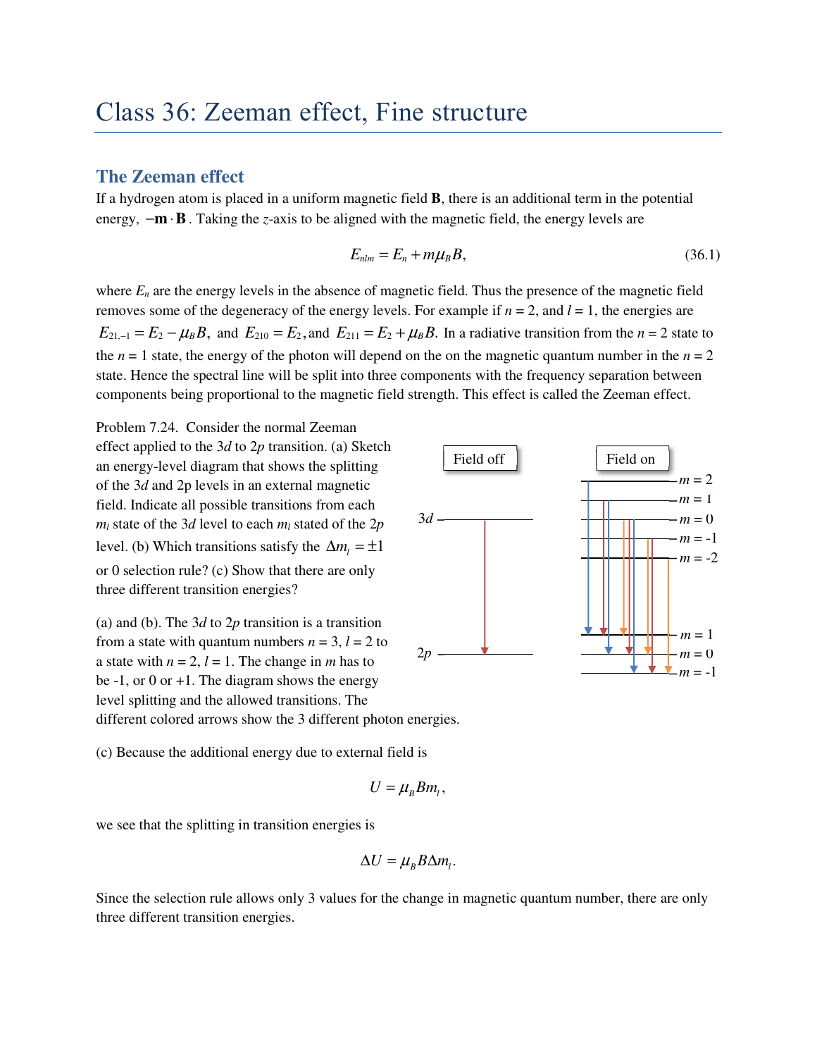# Class 36: Zeeman effect, Fine structure

## The Zeeman effect

If a hydrogen atom is placed in a uniform magnetic field $\mathbf{B}$, there is an additional term in the potential energy, $-\mathbf{m}\cdot\mathbf{B}$. Taking the $z$-axis to be aligned with the magnetic field, the energy levels are

$$E_{nlm} = E_n + m\mu_B B, \tag{36.1}$$

where $E_n$ are the energy levels in the absence of magnetic field. Thus the presence of the magnetic field removes some of the degeneracy of the energy levels. For example if $n$ = 2, and $l$ = 1, the energies are $E_{21,-1} = E_2 - \mu_B B$, and $E_{210} = E_2$, and $E_{211} = E_2 + \mu_B B$. In a radiative transition from the $n$ = 2 state to the $n$ = 1 state, the energy of the photon will depend on the on the magnetic quantum number in the $n$ = 2 state. Hence the spectral line will be split into three components with the frequency separation between components being proportional to the magnetic field strength. This effect is called the Zeeman effect.

Problem 7.24. Consider the normal Zeeman effect applied to the $3d$ to $2p$ transition. (a) Sketch an energy-level diagram that shows the splitting of the $3d$ and 2p levels in an external magnetic field. Indicate all possible transitions from each $m_l$ state of the $3d$ level to each $m_l$ stated of the $2p$ level. (b) Which transitions satisfy the $\Delta m_l = \pm 1$ or 0 selection rule? (c) Show that there are only three different transition energies?

(a) and (b). The $3d$ to $2p$ transition is a transition from a state with quantum numbers $n$ = 3, $l$ = 2 to a state with $n$ = 2, $l$ = 1. The change in $m$ has to be -1, or 0 or +1. The diagram shows the energy level splitting and the allowed transitions. The different colored arrows show the 3 different photon energies.

(c) Because the additional energy due to external field is

$$U = \mu_B B m_l,$$

we see that the splitting in transition energies is

$$\Delta U = \mu_B B \Delta m_l.$$

Since the selection rule allows only 3 values for the change in magnetic quantum number, there are only three different transition energies.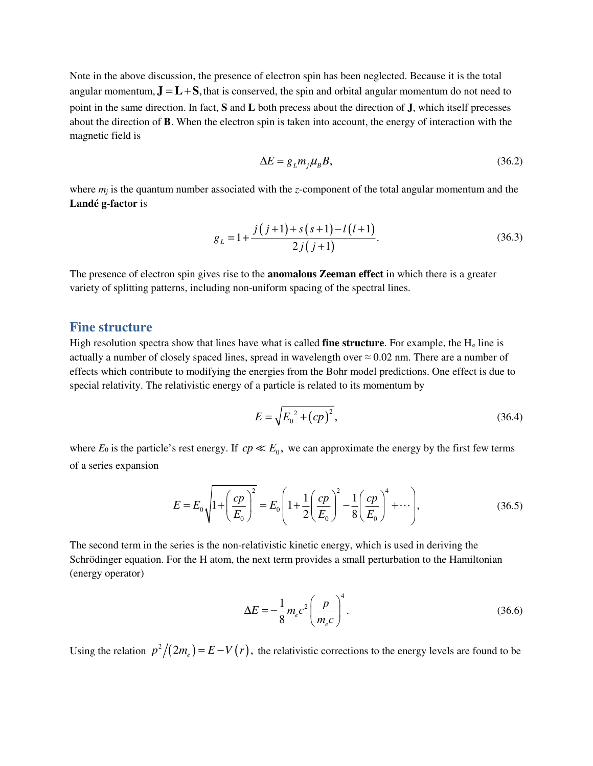Note in the above discussion, the presence of electron spin has been neglected. Because it is the total angular momentum, $\mathbf{J} = \mathbf{L} + \mathbf{S}$, that is conserved, the spin and orbital angular momentum do not need to point in the same direction. In fact, **S** and **L** both precess about the direction of **J**, which itself precesses about the direction of **B**. When the electron spin is taken into account, the energy of interaction with the magnetic field is

$$\Delta E = g_L m_j \mu_B B, \tag{36.2}$$

where $m_j$ is the quantum number associated with the $z$-component of the total angular momentum and the **Landé g-factor** is

$$g_L = 1 + \frac{j(j+1) + s(s+1) - l(l+1)}{2j(j+1)}. \tag{36.3}$$

The presence of electron spin gives rise to the **anomalous Zeeman effect** in which there is a greater variety of splitting patterns, including non-uniform spacing of the spectral lines.

## Fine structure

High resolution spectra show that lines have what is called **fine structure**. For example, the $H_\alpha$ line is actually a number of closely spaced lines, spread in wavelength over $\approx 0.02$ nm. There are a number of effects which contribute to modifying the energies from the Bohr model predictions. One effect is due to special relativity. The relativistic energy of a particle is related to its momentum by

$$E = \sqrt{E_0{}^2 + (cp)^2}, \tag{36.4}$$

where $E_0$ is the particle's rest energy. If $cp \ll E_0$, we can approximate the energy by the first few terms of a series expansion

$$E = E_0 \sqrt{1 + \left(\frac{cp}{E_0}\right)^2} = E_0 \left(1 + \frac{1}{2}\left(\frac{cp}{E_0}\right)^2 - \frac{1}{8}\left(\frac{cp}{E_0}\right)^4 + \cdots\right), \tag{36.5}$$

The second term in the series is the non-relativistic kinetic energy, which is used in deriving the Schrödinger equation. For the H atom, the next term provides a small perturbation to the Hamiltonian (energy operator)

$$\Delta E = -\frac{1}{8} m_e c^2 \left(\frac{p}{m_e c}\right)^4. \tag{36.6}$$

Using the relation $p^2/(2m_e) = E - V(r)$, the relativistic corrections to the energy levels are found to be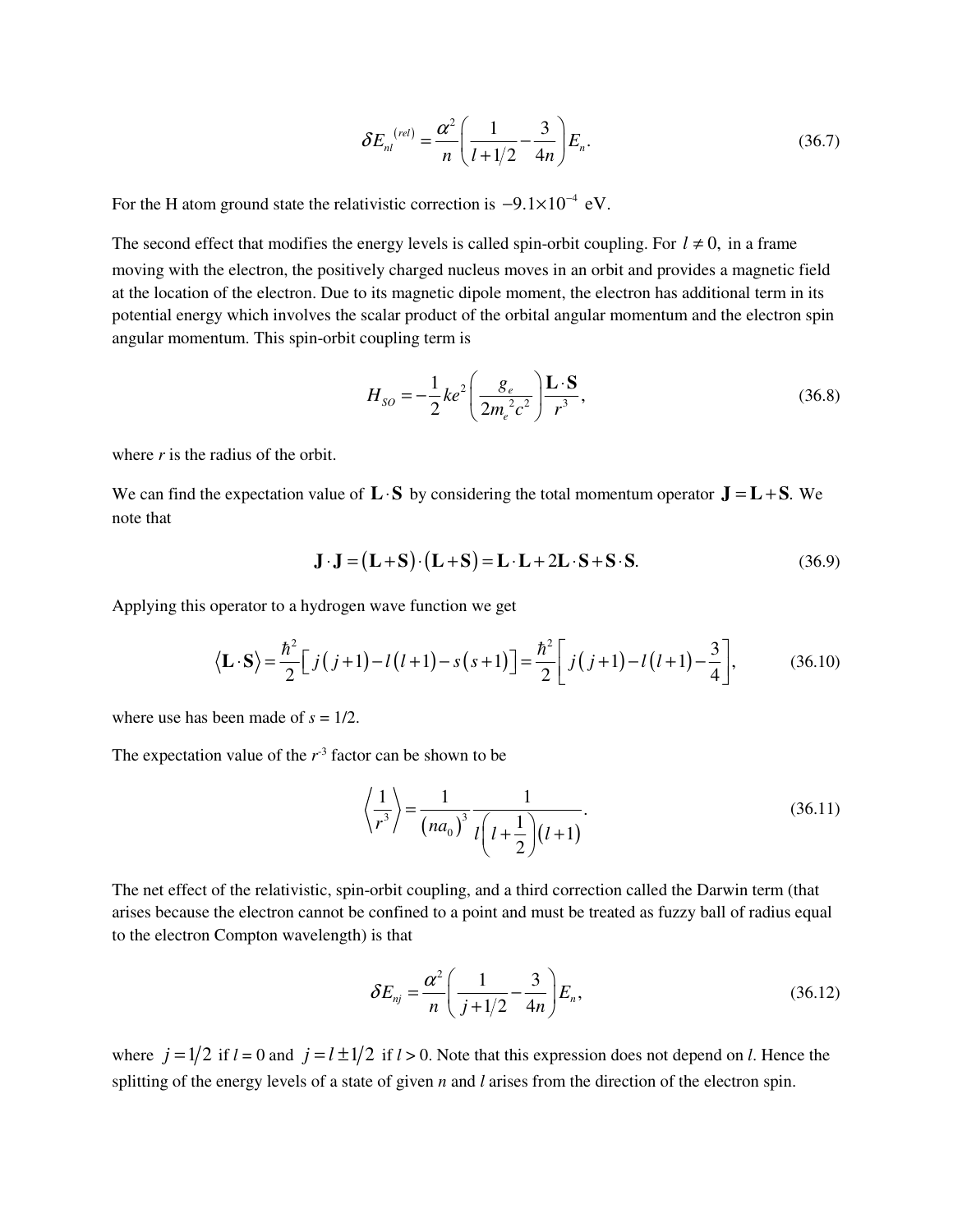$$\delta E_{nl}^{(rel)} = \frac{\alpha^2}{n}\left(\frac{1}{l+1/2} - \frac{3}{4n}\right)E_n. \tag{36.7}$$

For the H atom ground state the relativistic correction is $-9.1\times10^{-4}$ eV.

The second effect that modifies the energy levels is called spin-orbit coupling. For $l \neq 0$, in a frame moving with the electron, the positively charged nucleus moves in an orbit and provides a magnetic field at the location of the electron. Due to its magnetic dipole moment, the electron has additional term in its potential energy which involves the scalar product of the orbital angular momentum and the electron spin angular momentum. This spin-orbit coupling term is

$$H_{SO} = -\frac{1}{2}ke^2\left(\frac{g_e}{2m_e^{\,2}c^2}\right)\frac{\mathbf{L}\cdot\mathbf{S}}{r^3}, \tag{36.8}$$

where $r$ is the radius of the orbit.

We can find the expectation value of $\mathbf{L}\cdot\mathbf{S}$ by considering the total momentum operator $\mathbf{J} = \mathbf{L} + \mathbf{S}$. We note that

$$\mathbf{J}\cdot\mathbf{J} = (\mathbf{L}+\mathbf{S})\cdot(\mathbf{L}+\mathbf{S}) = \mathbf{L}\cdot\mathbf{L} + 2\mathbf{L}\cdot\mathbf{S} + \mathbf{S}\cdot\mathbf{S}. \tag{36.9}$$

Applying this operator to a hydrogen wave function we get

$$\langle \mathbf{L}\cdot\mathbf{S}\rangle = \frac{\hbar^2}{2}\left[j(j+1) - l(l+1) - s(s+1)\right] = \frac{\hbar^2}{2}\left[j(j+1) - l(l+1) - \frac{3}{4}\right], \tag{36.10}$$

where use has been made of $s = 1/2$.

The expectation value of the $r^{-3}$ factor can be shown to be

$$\left\langle \frac{1}{r^3}\right\rangle = \frac{1}{(na_0)^3}\frac{1}{l\left(l+\frac{1}{2}\right)(l+1)}. \tag{36.11}$$

The net effect of the relativistic, spin-orbit coupling, and a third correction called the Darwin term (that arises because the electron cannot be confined to a point and must be treated as fuzzy ball of radius equal to the electron Compton wavelength) is that

$$\delta E_{nj} = \frac{\alpha^2}{n}\left(\frac{1}{j+1/2} - \frac{3}{4n}\right)E_n, \tag{36.12}$$

where $j = 1/2$ if $l = 0$ and $j = l \pm 1/2$ if $l > 0$. Note that this expression does not depend on $l$. Hence the splitting of the energy levels of a state of given $n$ and $l$ arises from the direction of the electron spin.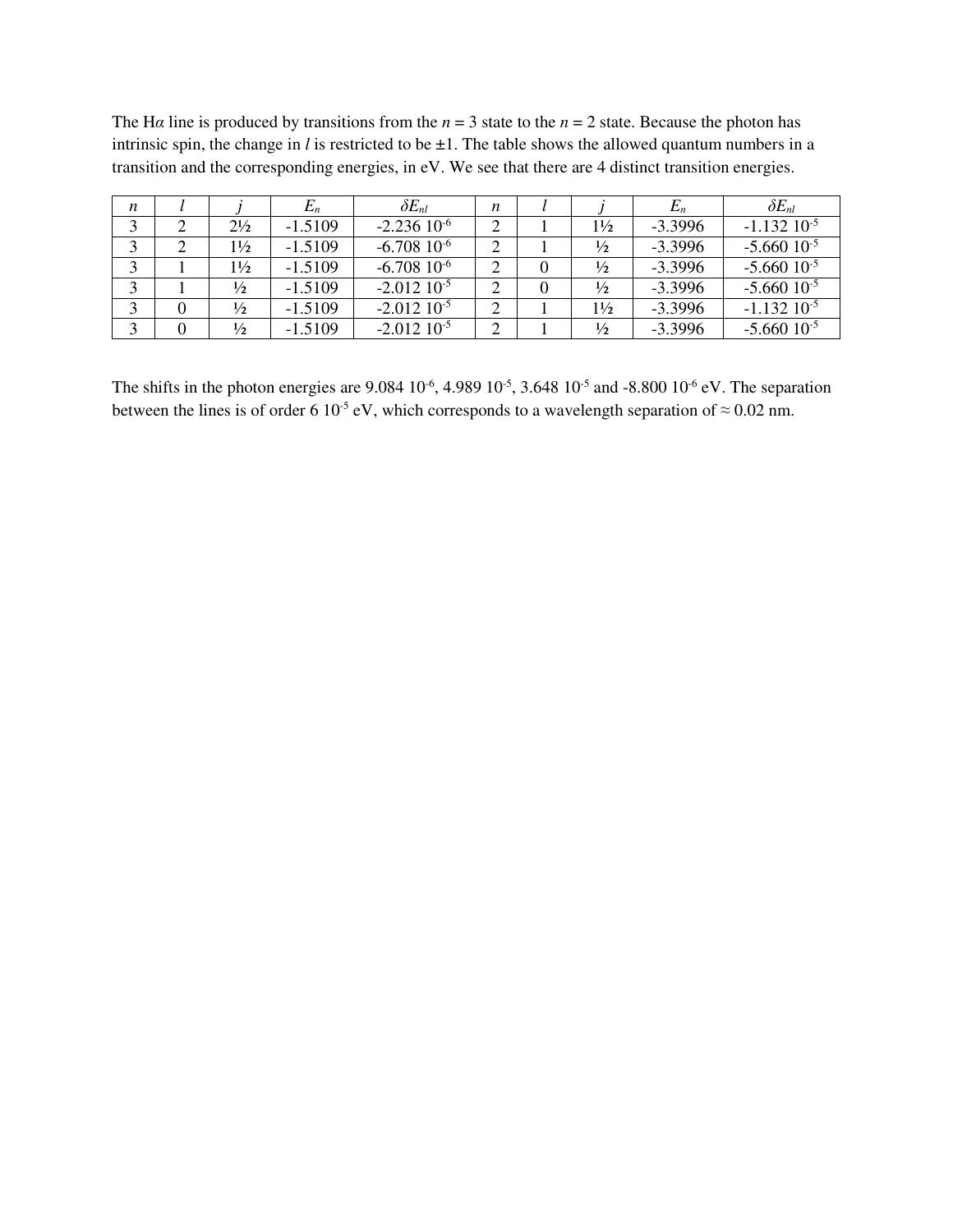The H$\alpha$ line is produced by transitions from the $n$ = 3 state to the $n$ = 2 state. Because the photon has intrinsic spin, the change in $l$ is restricted to be ±1. The table shows the allowed quantum numbers in a transition and the corresponding energies, in eV. We see that there are 4 distinct transition energies.

| $n$ | $l$ | $j$ | $E_n$ | $\delta E_{nl}$ | $n$ | $l$ | $j$ | $E_n$ | $\delta E_{nl}$ |
|---|---|---|---|---|---|---|---|---|---|
| 3 | 2 | 2½ | -1.5109 | $-2.236\ 10^{-6}$ | 2 | 1 | 1½ | -3.3996 | $-1.132\ 10^{-5}$ |
| 3 | 2 | 1½ | -1.5109 | $-6.708\ 10^{-6}$ | 2 | 1 | ½ | -3.3996 | $-5.660\ 10^{-5}$ |
| 3 | 1 | 1½ | -1.5109 | $-6.708\ 10^{-6}$ | 2 | 0 | ½ | -3.3996 | $-5.660\ 10^{-5}$ |
| 3 | 1 | ½ | -1.5109 | $-2.012\ 10^{-5}$ | 2 | 0 | ½ | -3.3996 | $-5.660\ 10^{-5}$ |
| 3 | 0 | ½ | -1.5109 | $-2.012\ 10^{-5}$ | 2 | 1 | 1½ | -3.3996 | $-1.132\ 10^{-5}$ |
| 3 | 0 | ½ | -1.5109 | $-2.012\ 10^{-5}$ | 2 | 1 | ½ | -3.3996 | $-5.660\ 10^{-5}$ |

The shifts in the photon energies are $9.084\ 10^{-6}$, $4.989\ 10^{-5}$, $3.648\ 10^{-5}$ and $-8.800\ 10^{-6}$ eV. The separation between the lines is of order $6\ 10^{-5}$ eV, which corresponds to a wavelength separation of ≈ 0.02 nm.